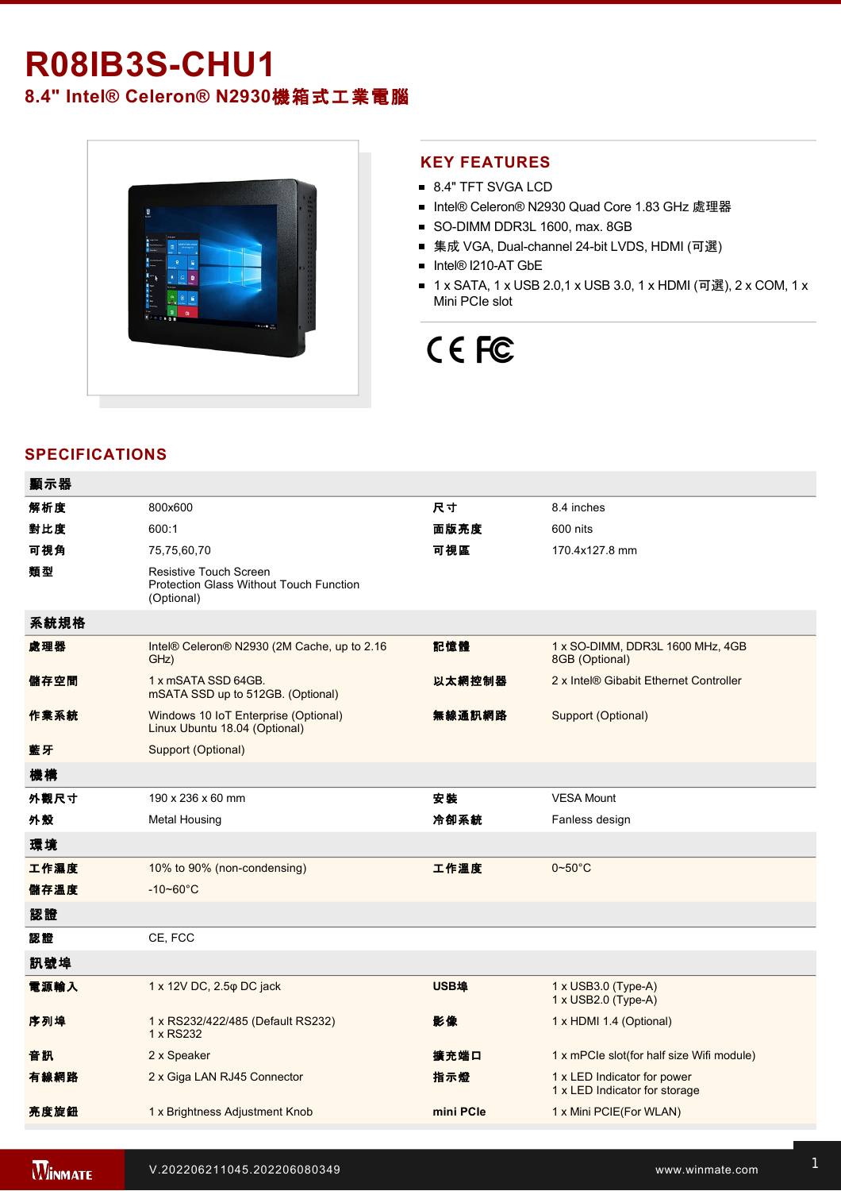# R08IB3S-CHU1

## 8.4" Intel® Celeron® N2930機箱式工業電腦

## KEY FEATURES

- 8.4" TFT SVGA LCD
- Intel® Celeron® N2930 Quad Core 1.83 GHz 處理器
- SO-DIMM DDR3L 1600, max. 8GB
- 集成 VGA, Dual-channel 24-bit LVDS, HDMI (可選)
- Intel® I210-AT GbE
- 1 x SATA, 1 x USB 2.0,1 x USB 3.0, 1 x HDMI (可選), 2 x COM, 1 x Mini PCIe slot

## SPECIFICATIONS

| 顯示器 | | | |
|---|---|---|---|
| 解析度 | 800x600 | 尺寸 | 8.4 inches |
| 對比度 | 600:1 | 面版亮度 | 600 nits |
| 可視角 | 75,75,60,70 | 可視區 | 170.4x127.8 mm |
| 類型 | Resistive Touch Screen<br>Protection Glass Without Touch Function (Optional) | | |
| **系統規格** | | | |
| 處理器 | Intel® Celeron® N2930 (2M Cache, up to 2.16 GHz) | 記憶體 | 1 x SO-DIMM, DDR3L 1600 MHz, 4GB<br>8GB (Optional) |
| 儲存空間 | 1 x mSATA SSD 64GB.<br>mSATA SSD up to 512GB. (Optional) | 以太網控制器 | 2 x Intel® Gibabit Ethernet Controller |
| 作業系統 | Windows 10 IoT Enterprise (Optional)<br>Linux Ubuntu 18.04 (Optional) | 無線通訊網路 | Support (Optional) |
| 藍牙 | Support (Optional) | | |
| **機構** | | | |
| 外觀尺寸 | 190 x 236 x 60 mm | 安裝 | VESA Mount |
| 外殼 | Metal Housing | 冷卻系統 | Fanless design |
| **環境** | | | |
| 工作濕度 | 10% to 90% (non-condensing) | 工作溫度 | 0~50°C |
| 儲存溫度 | -10~60°C | | |
| **認證** | | | |
| 認證 | CE, FCC | | |
| **訊號埠** | | | |
| 電源輸入 | 1 x 12V DC, 2.5φ DC jack | USB埠 | 1 x USB3.0 (Type-A)<br>1 x USB2.0 (Type-A) |
| 序列埠 | 1 x RS232/422/485 (Default RS232)<br>1 x RS232 | 影像 | 1 x HDMI 1.4 (Optional) |
| 音訊 | 2 x Speaker | 擴充端口 | 1 x mPCIe slot(for half size Wifi module) |
| 有線網路 | 2 x Giga LAN RJ45 Connector | 指示燈 | 1 x LED Indicator for power<br>1 x LED Indicator for storage |
| 亮度旋鈕 | 1 x Brightness Adjustment Knob | mini PCIe | 1 x Mini PCIE(For WLAN) |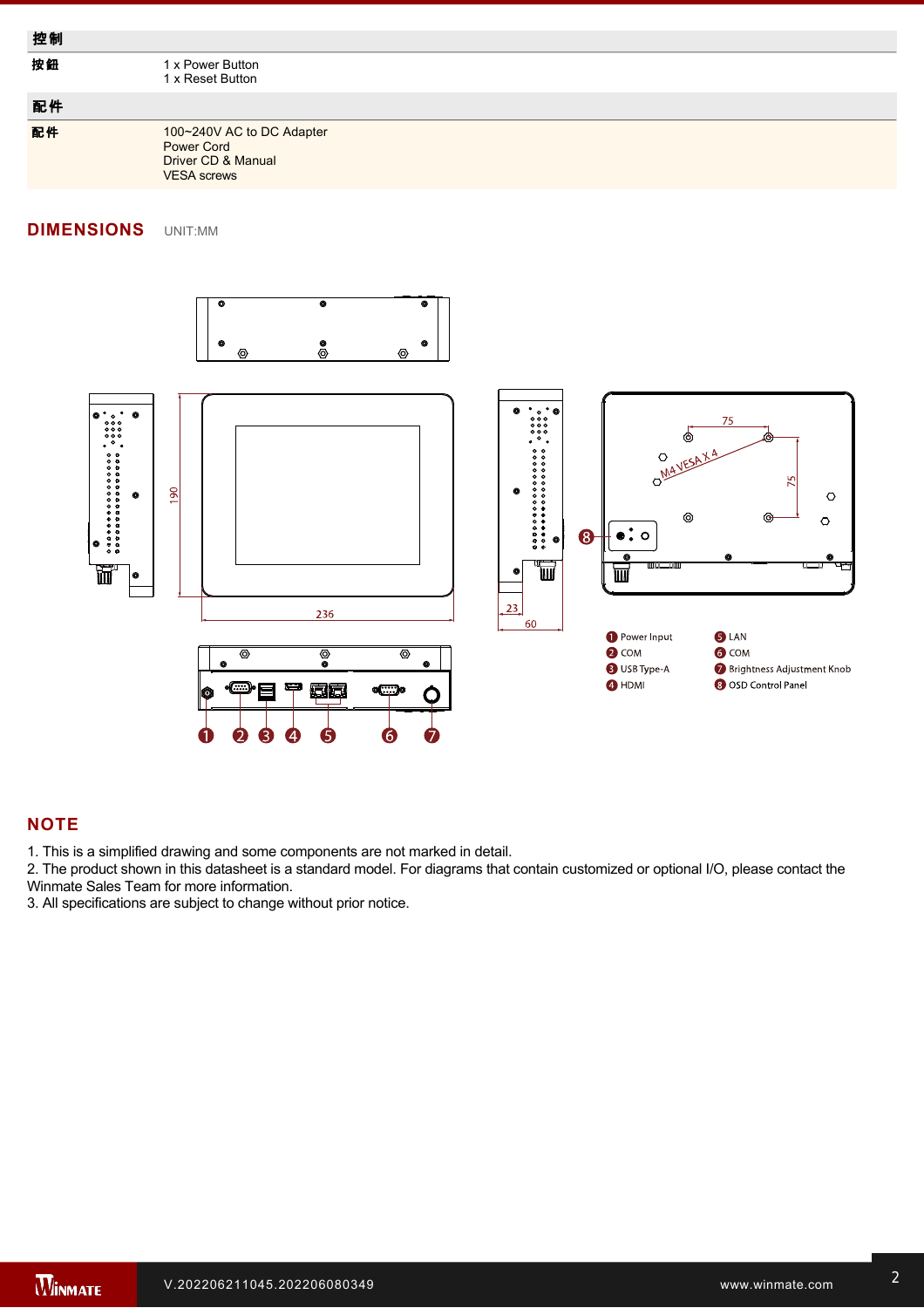| | |
|---|---|
| **控制** | |
| **按鈕** | 1 x Power Button<br>1 x Reset Button |
| **配件** | |
| **配件** | 100~240V AC to DC Adapter<br>Power Cord<br>Driver CD & Manual<br>VESA screws |

## DIMENSIONS UNIT:MM

190

236

23

60

75

75

M4 VESA X 4

1 Power Input
2 COM
3 USB Type-A
4 HDMI
5 LAN
6 COM
7 Brightness Adjustment Knob
8 OSD Control Panel

## NOTE

1. This is a simplified drawing and some components are not marked in detail.
2. The product shown in this datasheet is a standard model. For diagrams that contain customized or optional I/O, please contact the Winmate Sales Team for more information.
3. All specifications are subject to change without prior notice.